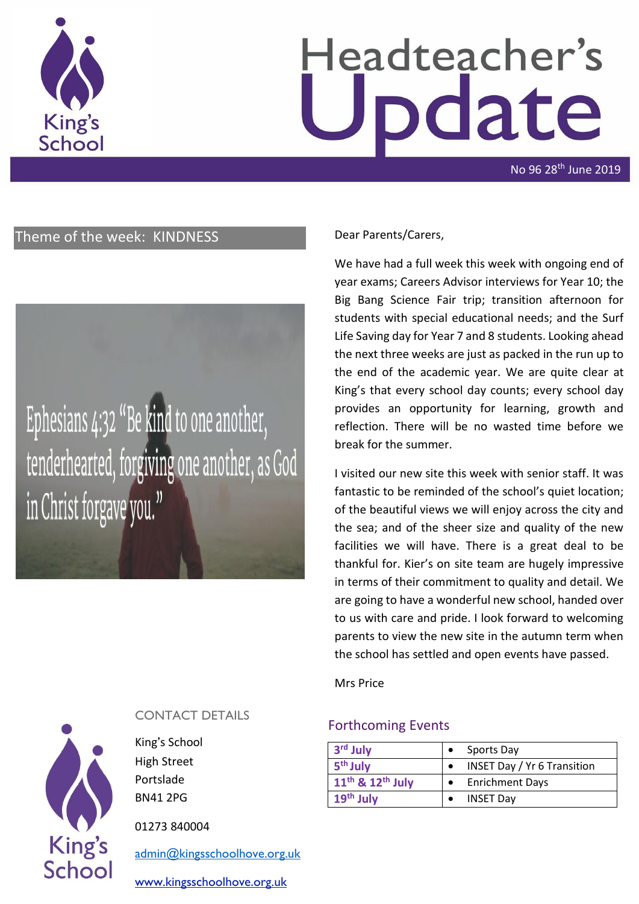# Headteacher's Update

No 96 28th June 2019

## Theme of the week: KINDNESS

Ephesians 4:32 "Be kind to one another, tenderhearted, forgiving one another, as God in Christ forgave you."

Dear Parents/Carers,

We have had a full week this week with ongoing end of year exams; Careers Advisor interviews for Year 10; the Big Bang Science Fair trip; transition afternoon for students with special educational needs; and the Surf Life Saving day for Year 7 and 8 students. Looking ahead the next three weeks are just as packed in the run up to the end of the academic year. We are quite clear at King's that every school day counts; every school day provides an opportunity for learning, growth and reflection. There will be no wasted time before we break for the summer.

I visited our new site this week with senior staff. It was fantastic to be reminded of the school's quiet location; of the beautiful views we will enjoy across the city and the sea; and of the sheer size and quality of the new facilities we will have. There is a great deal to be thankful for. Kier's on site team are hugely impressive in terms of their commitment to quality and detail. We are going to have a wonderful new school, handed over to us with care and pride. I look forward to welcoming parents to view the new site in the autumn term when the school has settled and open events have passed.

Mrs Price

## Forthcoming Events

| Date | Event |
|---|---|
| 3rd July | Sports Day |
| 5th July | INSET Day / Yr 6 Transition |
| 11th & 12th July | Enrichment Days |
| 19th July | INSET Day |

## CONTACT DETAILS

King's School
High Street
Portslade
BN41 2PG

01273 840004

admin@kingsschoolhove.org.uk

www.kingsschoolhove.org.uk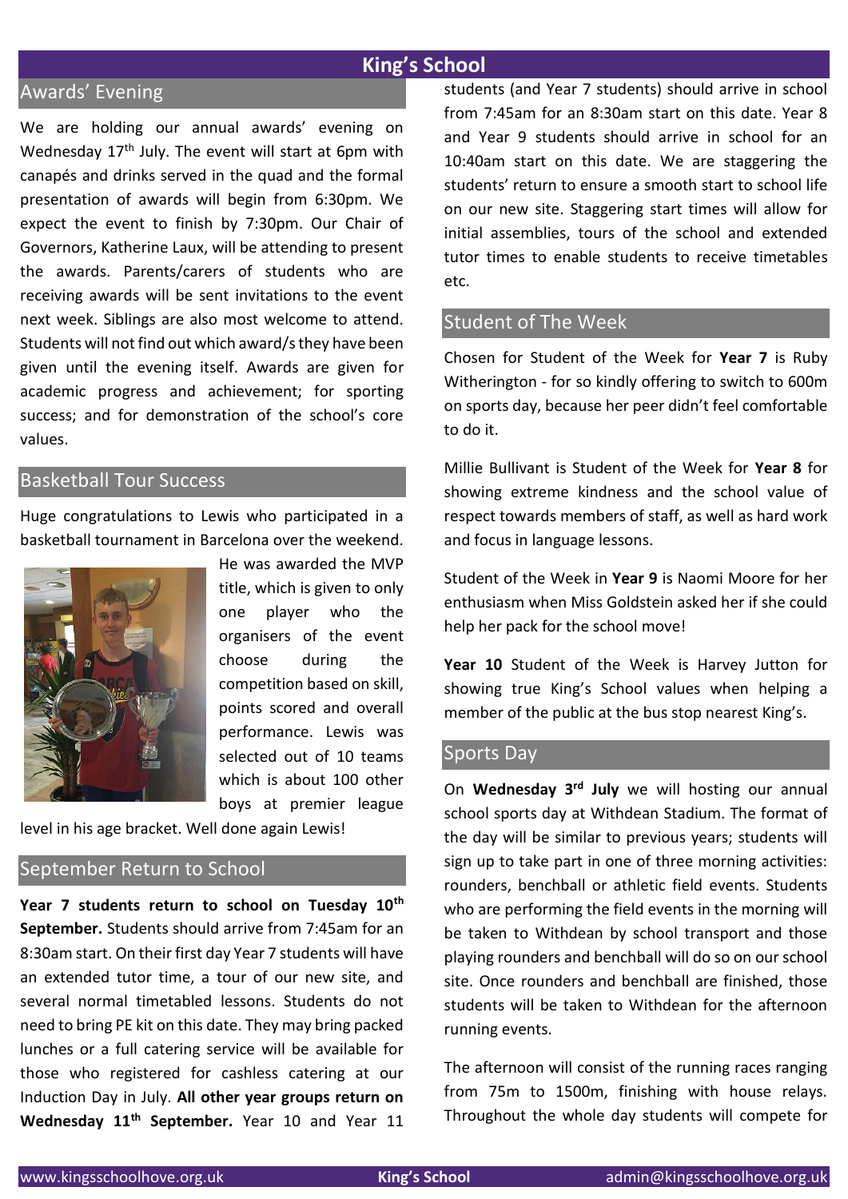# King's School

## Awards' Evening

We are holding our annual awards' evening on Wednesday 17th July. The event will start at 6pm with canapés and drinks served in the quad and the formal presentation of awards will begin from 6:30pm. We expect the event to finish by 7:30pm. Our Chair of Governors, Katherine Laux, will be attending to present the awards. Parents/carers of students who are receiving awards will be sent invitations to the event next week. Siblings are also most welcome to attend. Students will not find out which award/s they have been given until the evening itself. Awards are given for academic progress and achievement; for sporting success; and for demonstration of the school's core values.

## Basketball Tour Success

Huge congratulations to Lewis who participated in a basketball tournament in Barcelona over the weekend. He was awarded the MVP title, which is given to only one player who the organisers of the event choose during the competition based on skill, points scored and overall performance. Lewis was selected out of 10 teams which is about 100 other boys at premier league level in his age bracket. Well done again Lewis!

## September Return to School

**Year 7 students return to school on Tuesday 10th September.** Students should arrive from 7:45am for an 8:30am start. On their first day Year 7 students will have an extended tutor time, a tour of our new site, and several normal timetabled lessons. Students do not need to bring PE kit on this date. They may bring packed lunches or a full catering service will be available for those who registered for cashless catering at our Induction Day in July. **All other year groups return on Wednesday 11th September.** Year 10 and Year 11 students (and Year 7 students) should arrive in school from 7:45am for an 8:30am start on this date. Year 8 and Year 9 students should arrive in school for an 10:40am start on this date. We are staggering the students' return to ensure a smooth start to school life on our new site. Staggering start times will allow for initial assemblies, tours of the school and extended tutor times to enable students to receive timetables etc.

## Student of The Week

Chosen for Student of the Week for **Year 7** is Ruby Witherington - for so kindly offering to switch to 600m on sports day, because her peer didn't feel comfortable to do it.

Millie Bullivant is Student of the Week for **Year 8** for showing extreme kindness and the school value of respect towards members of staff, as well as hard work and focus in language lessons.

Student of the Week in **Year 9** is Naomi Moore for her enthusiasm when Miss Goldstein asked her if she could help her pack for the school move!

**Year 10** Student of the Week is Harvey Jutton for showing true King's School values when helping a member of the public at the bus stop nearest King's.

## Sports Day

On **Wednesday 3rd July** we will hosting our annual school sports day at Withdean Stadium. The format of the day will be similar to previous years; students will sign up to take part in one of three morning activities: rounders, benchball or athletic field events. Students who are performing the field events in the morning will be taken to Withdean by school transport and those playing rounders and benchball will do so on our school site. Once rounders and benchball are finished, those students will be taken to Withdean for the afternoon running events.

The afternoon will consist of the running races ranging from 75m to 1500m, finishing with house relays. Throughout the whole day students will compete for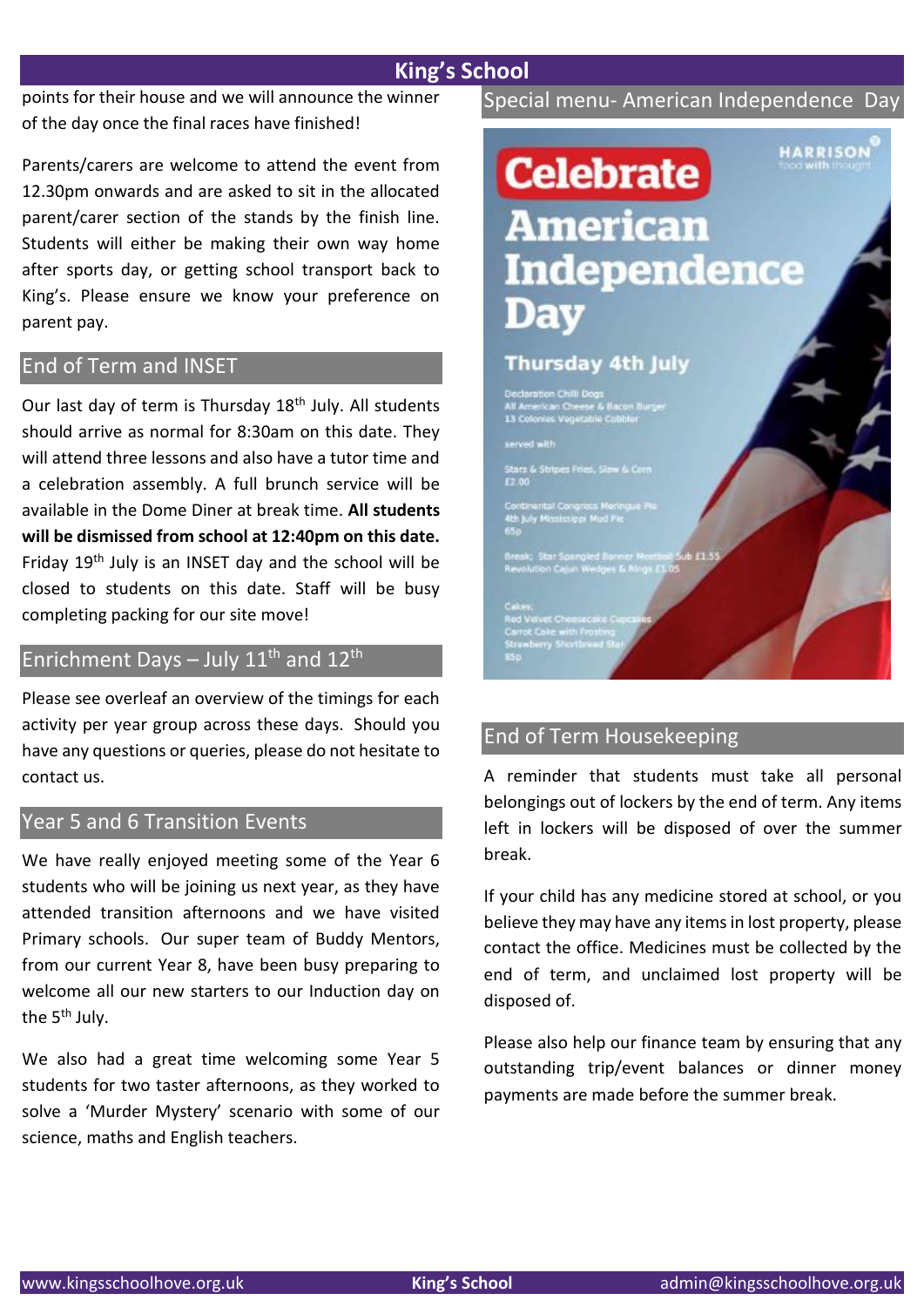points for their house and we will announce the winner of the day once the final races have finished!

Parents/carers are welcome to attend the event from 12.30pm onwards and are asked to sit in the allocated parent/carer section of the stands by the finish line. Students will either be making their own way home after sports day, or getting school transport back to King's. Please ensure we know your preference on parent pay.

## End of Term and INSET

Our last day of term is Thursday 18th July. All students should arrive as normal for 8:30am on this date. They will attend three lessons and also have a tutor time and a celebration assembly. A full brunch service will be available in the Dome Diner at break time. **All students will be dismissed from school at 12:40pm on this date.** Friday 19th July is an INSET day and the school will be closed to students on this date. Staff will be busy completing packing for our site move!

## Enrichment Days – July 11th and 12th

Please see overleaf an overview of the timings for each activity per year group across these days. Should you have any questions or queries, please do not hesitate to contact us.

## Year 5 and 6 Transition Events

We have really enjoyed meeting some of the Year 6 students who will be joining us next year, as they have attended transition afternoons and we have visited Primary schools. Our super team of Buddy Mentors, from our current Year 8, have been busy preparing to welcome all our new starters to our Induction day on the 5th July.

We also had a great time welcoming some Year 5 students for two taster afternoons, as they worked to solve a 'Murder Mystery' scenario with some of our science, maths and English teachers.

## Special menu- American Independence Day

**Celebrate American Independence Day**

HARRISON food with thought

**Thursday 4th July**

Declaration Chilli Dogs
All American Cheese & Bacon Burger
13 Colonies Vegetable Cobbler

served with

Stars & Stripes Fries, Slaw & Corn
£2.00

Continental Congress Meringue Pie
4th July Mississippi Mud Pie
65p

Break: Star Spangled Banner Meatball Sub £1.55
Revolution Cajun Wedges & Rings £1.05

Cakes:
Red Velvet Cheesecake Cupcakes
Carrot Cake with Frosting
Strawberry Shortbread Star
85p

## End of Term Housekeeping

A reminder that students must take all personal belongings out of lockers by the end of term. Any items left in lockers will be disposed of over the summer break.

If your child has any medicine stored at school, or you believe they may have any items in lost property, please contact the office. Medicines must be collected by the end of term, and unclaimed lost property will be disposed of.

Please also help our finance team by ensuring that any outstanding trip/event balances or dinner money payments are made before the summer break.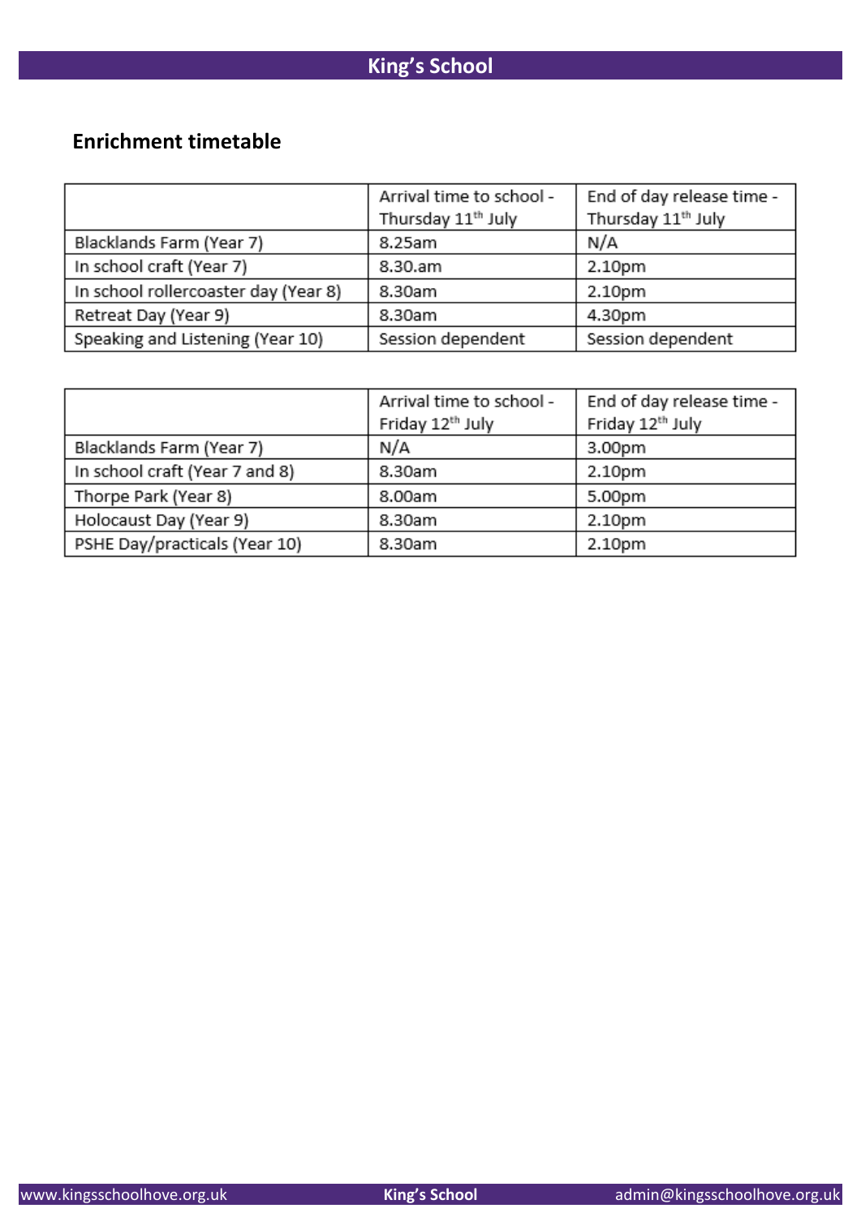## Enrichment timetable

| | Arrival time to school - Thursday 11th July | End of day release time - Thursday 11th July |
|---|---|---|
| Blacklands Farm (Year 7) | 8.25am | N/A |
| In school craft (Year 7) | 8.30.am | 2.10pm |
| In school rollercoaster day (Year 8) | 8.30am | 2.10pm |
| Retreat Day (Year 9) | 8.30am | 4.30pm |
| Speaking and Listening (Year 10) | Session dependent | Session dependent |

| | Arrival time to school - Friday 12th July | End of day release time - Friday 12th July |
|---|---|---|
| Blacklands Farm (Year 7) | N/A | 3.00pm |
| In school craft (Year 7 and 8) | 8.30am | 2.10pm |
| Thorpe Park (Year 8) | 8.00am | 5.00pm |
| Holocaust Day (Year 9) | 8.30am | 2.10pm |
| PSHE Day/practicals (Year 10) | 8.30am | 2.10pm |